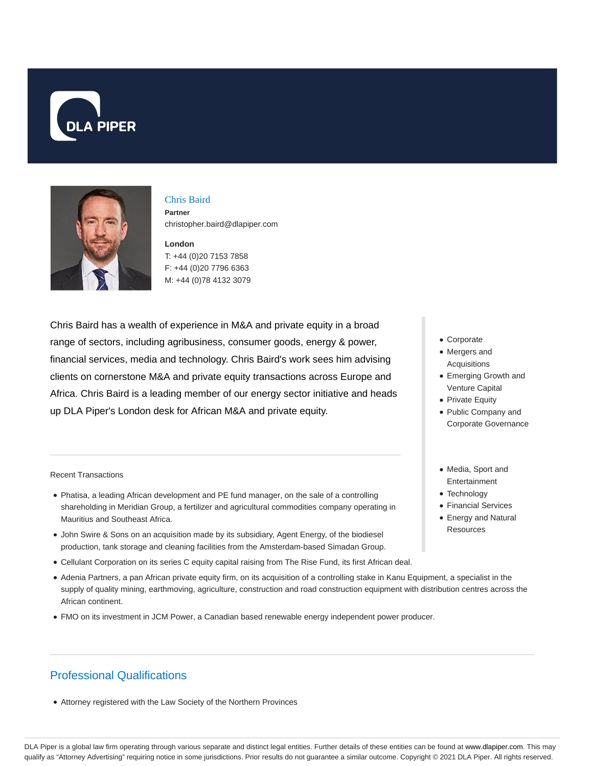# Chris Baird

**Partner**

christopher.baird@dlapiper.com

**London**

T: +44 (0)20 7153 7858
F: +44 (0)20 7796 6363
M: +44 (0)78 4132 3079

Chris Baird has a wealth of experience in M&A and private equity in a broad range of sectors, including agribusiness, consumer goods, energy & power, financial services, media and technology. Chris Baird's work sees him advising clients on cornerstone M&A and private equity transactions across Europe and Africa. Chris Baird is a leading member of our energy sector initiative and heads up DLA Piper's London desk for African M&A and private equity.

- Corporate
- Mergers and Acquisitions
- Emerging Growth and Venture Capital
- Private Equity
- Public Company and Corporate Governance

- Media, Sport and Entertainment
- Technology
- Financial Services
- Energy and Natural Resources

Recent Transactions

- Phatisa, a leading African development and PE fund manager, on the sale of a controlling shareholding in Meridian Group, a fertilizer and agricultural commodities company operating in Mauritius and Southeast Africa.
- John Swire & Sons on an acquisition made by its subsidiary, Agent Energy, of the biodiesel production, tank storage and cleaning facilities from the Amsterdam-based Simadan Group.
- Cellulant Corporation on its series C equity capital raising from The Rise Fund, its first African deal.
- Adenia Partners, a pan African private equity firm, on its acquisition of a controlling stake in Kanu Equipment, a specialist in the supply of quality mining, earthmoving, agriculture, construction and road construction equipment with distribution centres across the African continent.
- FMO on its investment in JCM Power, a Canadian based renewable energy independent power producer.

## Professional Qualifications

- Attorney registered with the Law Society of the Northern Provinces

DLA Piper is a global law firm operating through various separate and distinct legal entities. Further details of these entities can be found at www.dlapiper.com. This may qualify as "Attorney Advertising" requiring notice in some jurisdictions. Prior results do not guarantee a similar outcome. Copyright © 2021 DLA Piper. All rights reserved.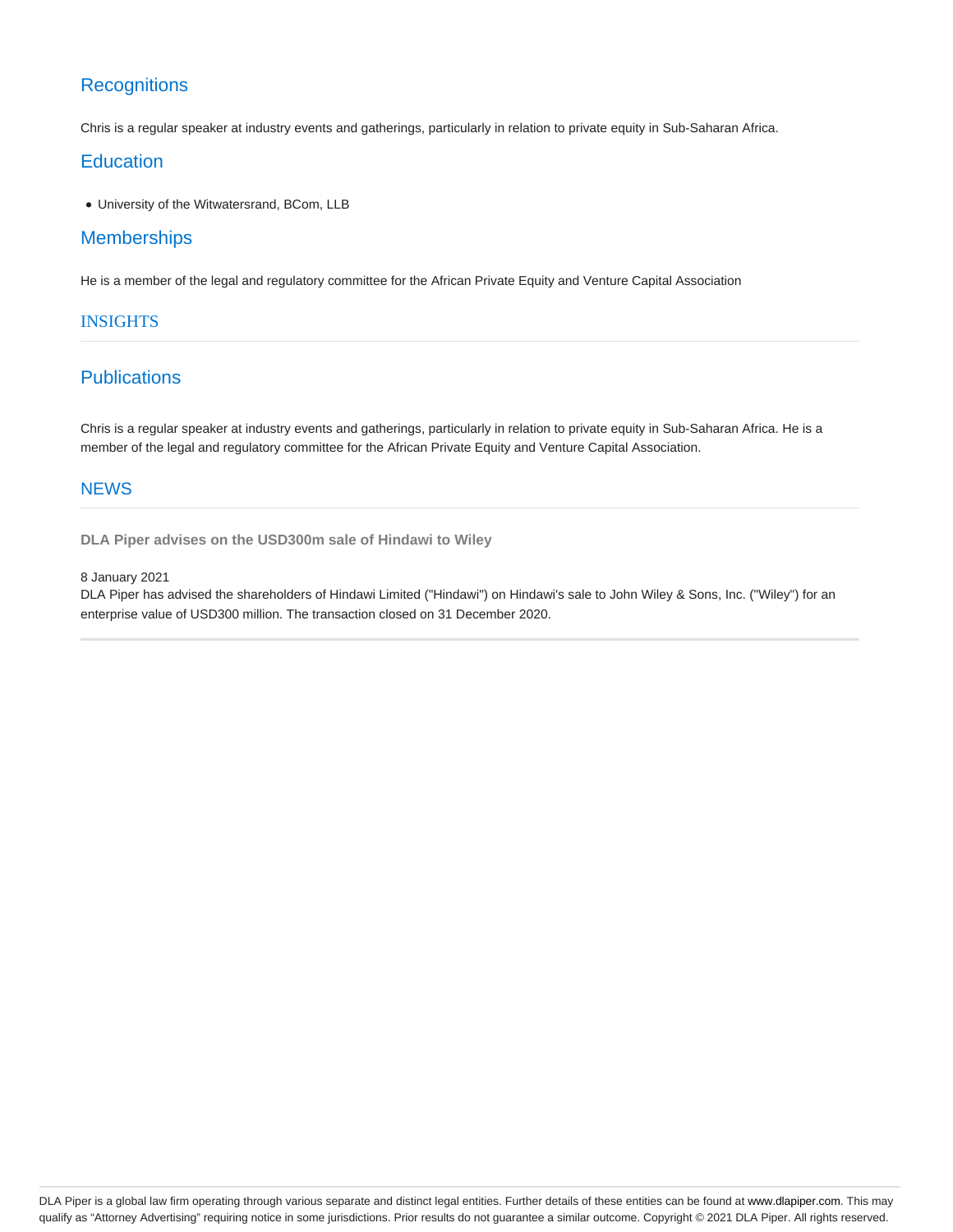## Recognitions

Chris is a regular speaker at industry events and gatherings, particularly in relation to private equity in Sub-Saharan Africa.

## Education

- University of the Witwatersrand, BCom, LLB

## Memberships

He is a member of the legal and regulatory committee for the African Private Equity and Venture Capital Association

## INSIGHTS

## Publications

Chris is a regular speaker at industry events and gatherings, particularly in relation to private equity in Sub-Saharan Africa. He is a member of the legal and regulatory committee for the African Private Equity and Venture Capital Association.

## NEWS

**DLA Piper advises on the USD300m sale of Hindawi to Wiley**

8 January 2021

DLA Piper has advised the shareholders of Hindawi Limited ("Hindawi") on Hindawi's sale to John Wiley & Sons, Inc. ("Wiley") for an enterprise value of USD300 million. The transaction closed on 31 December 2020.

DLA Piper is a global law firm operating through various separate and distinct legal entities. Further details of these entities can be found at www.dlapiper.com. This may qualify as "Attorney Advertising" requiring notice in some jurisdictions. Prior results do not guarantee a similar outcome. Copyright © 2021 DLA Piper. All rights reserved.